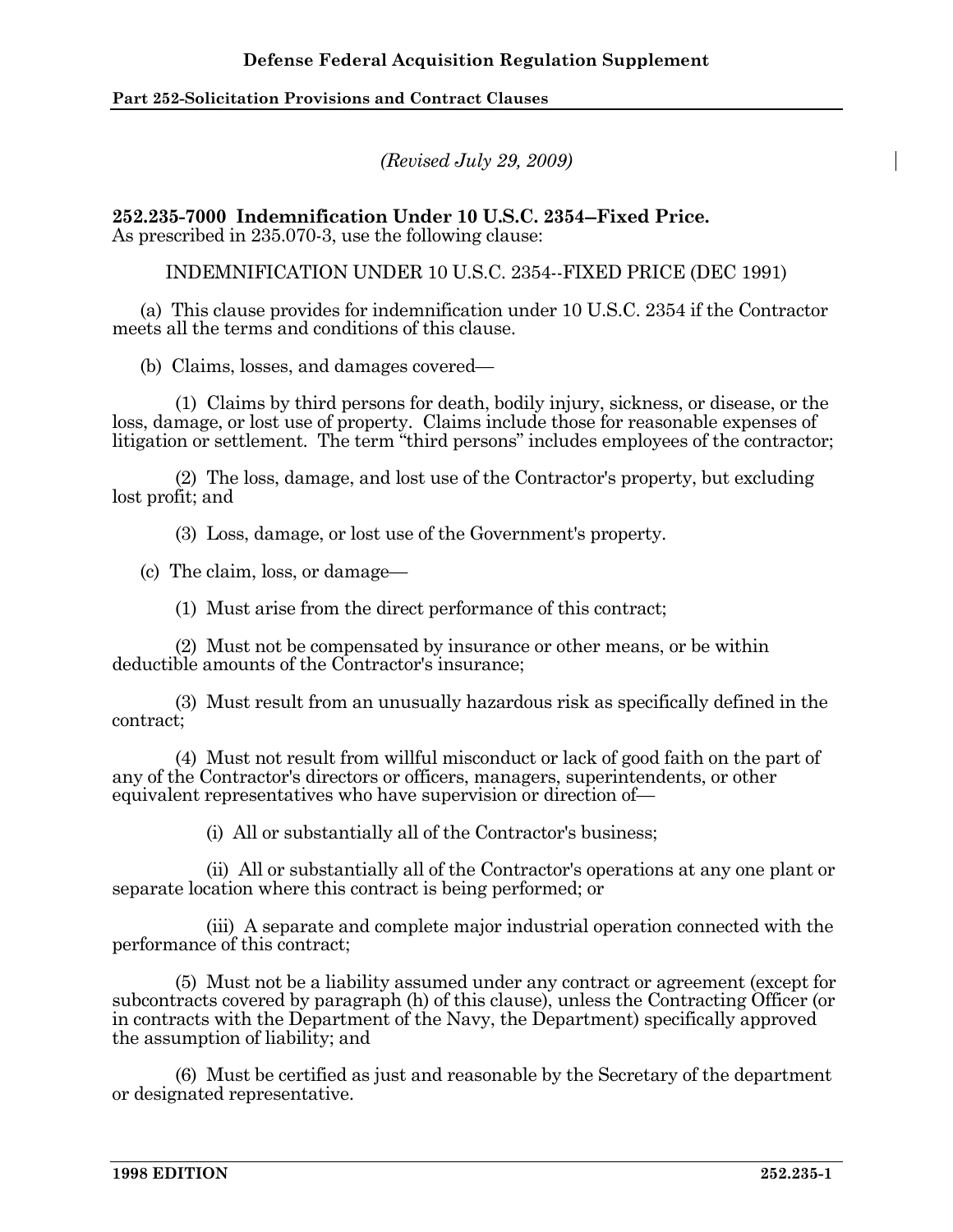*(Revised July 29, 2009)*

**252.235-7000 Indemnification Under 10 U.S.C. 2354–Fixed Price.**
As prescribed in 235.070-3, use the following clause:

INDEMNIFICATION UNDER 10 U.S.C. 2354--FIXED PRICE (DEC 1991)

(a) This clause provides for indemnification under 10 U.S.C. 2354 if the Contractor meets all the terms and conditions of this clause.

(b) Claims, losses, and damages covered—

(1) Claims by third persons for death, bodily injury, sickness, or disease, or the loss, damage, or lost use of property. Claims include those for reasonable expenses of litigation or settlement. The term "third persons" includes employees of the contractor;

(2) The loss, damage, and lost use of the Contractor's property, but excluding lost profit; and

(3) Loss, damage, or lost use of the Government's property.

(c) The claim, loss, or damage—

(1) Must arise from the direct performance of this contract;

(2) Must not be compensated by insurance or other means, or be within deductible amounts of the Contractor's insurance;

(3) Must result from an unusually hazardous risk as specifically defined in the contract;

(4) Must not result from willful misconduct or lack of good faith on the part of any of the Contractor's directors or officers, managers, superintendents, or other equivalent representatives who have supervision or direction of—

(i) All or substantially all of the Contractor's business;

(ii) All or substantially all of the Contractor's operations at any one plant or separate location where this contract is being performed; or

(iii) A separate and complete major industrial operation connected with the performance of this contract;

(5) Must not be a liability assumed under any contract or agreement (except for subcontracts covered by paragraph (h) of this clause), unless the Contracting Officer (or in contracts with the Department of the Navy, the Department) specifically approved the assumption of liability; and

(6) Must be certified as just and reasonable by the Secretary of the department or designated representative.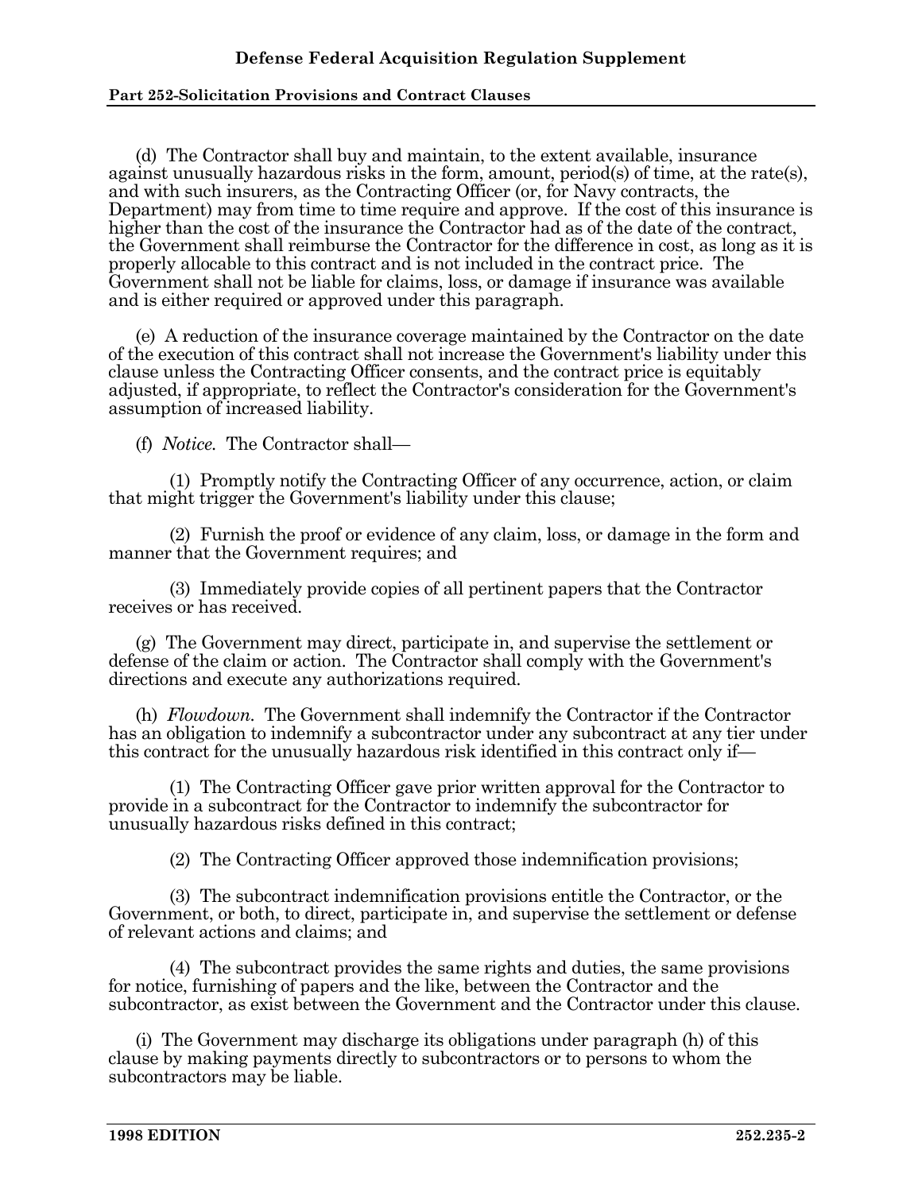(d) The Contractor shall buy and maintain, to the extent available, insurance against unusually hazardous risks in the form, amount, period(s) of time, at the rate(s), and with such insurers, as the Contracting Officer (or, for Navy contracts, the Department) may from time to time require and approve. If the cost of this insurance is higher than the cost of the insurance the Contractor had as of the date of the contract, the Government shall reimburse the Contractor for the difference in cost, as long as it is properly allocable to this contract and is not included in the contract price. The Government shall not be liable for claims, loss, or damage if insurance was available and is either required or approved under this paragraph.

(e) A reduction of the insurance coverage maintained by the Contractor on the date of the execution of this contract shall not increase the Government's liability under this clause unless the Contracting Officer consents, and the contract price is equitably adjusted, if appropriate, to reflect the Contractor's consideration for the Government's assumption of increased liability.

(f) *Notice.* The Contractor shall—

(1) Promptly notify the Contracting Officer of any occurrence, action, or claim that might trigger the Government's liability under this clause;

(2) Furnish the proof or evidence of any claim, loss, or damage in the form and manner that the Government requires; and

(3) Immediately provide copies of all pertinent papers that the Contractor receives or has received.

(g) The Government may direct, participate in, and supervise the settlement or defense of the claim or action. The Contractor shall comply with the Government's directions and execute any authorizations required.

(h) *Flowdown.* The Government shall indemnify the Contractor if the Contractor has an obligation to indemnify a subcontractor under any subcontract at any tier under this contract for the unusually hazardous risk identified in this contract only if—

(1) The Contracting Officer gave prior written approval for the Contractor to provide in a subcontract for the Contractor to indemnify the subcontractor for unusually hazardous risks defined in this contract;

(2) The Contracting Officer approved those indemnification provisions;

(3) The subcontract indemnification provisions entitle the Contractor, or the Government, or both, to direct, participate in, and supervise the settlement or defense of relevant actions and claims; and

(4) The subcontract provides the same rights and duties, the same provisions for notice, furnishing of papers and the like, between the Contractor and the subcontractor, as exist between the Government and the Contractor under this clause.

(i) The Government may discharge its obligations under paragraph (h) of this clause by making payments directly to subcontractors or to persons to whom the subcontractors may be liable.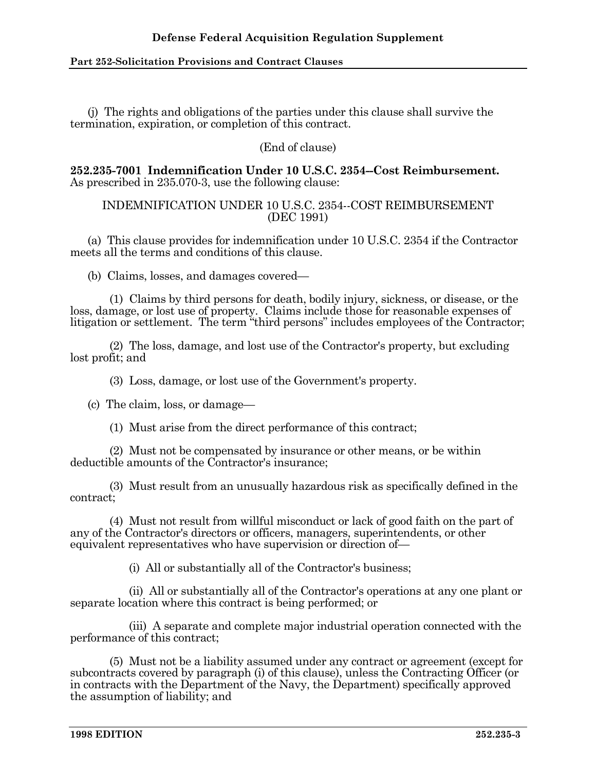(j) The rights and obligations of the parties under this clause shall survive the termination, expiration, or completion of this contract.

(End of clause)

**252.235-7001 Indemnification Under 10 U.S.C. 2354--Cost Reimbursement.** As prescribed in 235.070-3, use the following clause:

INDEMNIFICATION UNDER 10 U.S.C. 2354--COST REIMBURSEMENT (DEC 1991)

(a) This clause provides for indemnification under 10 U.S.C. 2354 if the Contractor meets all the terms and conditions of this clause.

(b) Claims, losses, and damages covered—

(1) Claims by third persons for death, bodily injury, sickness, or disease, or the loss, damage, or lost use of property. Claims include those for reasonable expenses of litigation or settlement. The term "third persons" includes employees of the Contractor;

(2) The loss, damage, and lost use of the Contractor's property, but excluding lost profit; and

(3) Loss, damage, or lost use of the Government's property.

(c) The claim, loss, or damage—

(1) Must arise from the direct performance of this contract;

(2) Must not be compensated by insurance or other means, or be within deductible amounts of the Contractor's insurance;

(3) Must result from an unusually hazardous risk as specifically defined in the contract;

(4) Must not result from willful misconduct or lack of good faith on the part of any of the Contractor's directors or officers, managers, superintendents, or other equivalent representatives who have supervision or direction of—

(i) All or substantially all of the Contractor's business;

(ii) All or substantially all of the Contractor's operations at any one plant or separate location where this contract is being performed; or

(iii) A separate and complete major industrial operation connected with the performance of this contract;

(5) Must not be a liability assumed under any contract or agreement (except for subcontracts covered by paragraph (i) of this clause), unless the Contracting Officer (or in contracts with the Department of the Navy, the Department) specifically approved the assumption of liability; and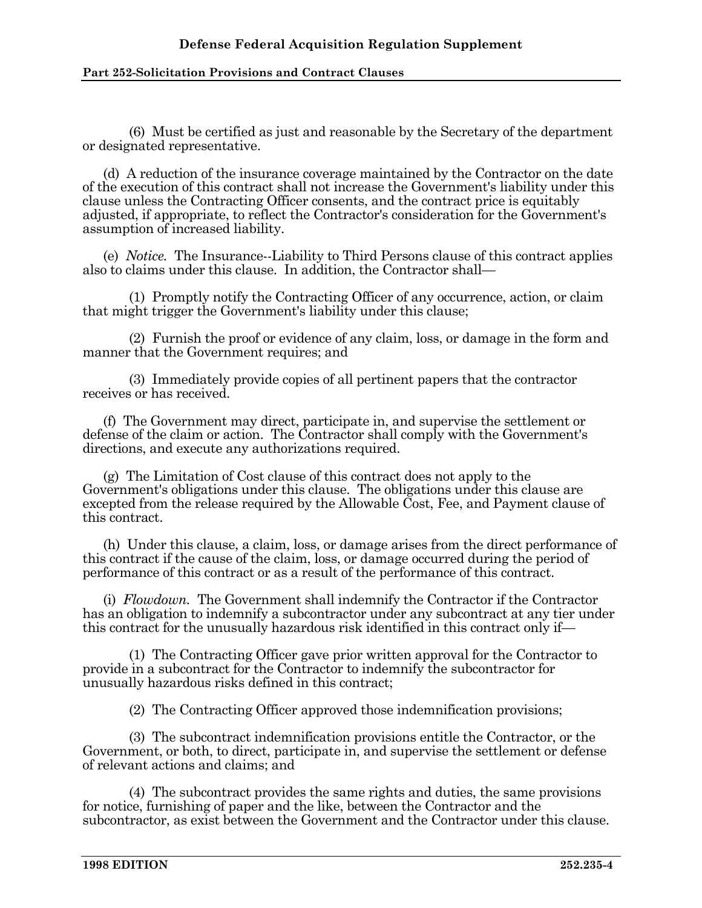(6) Must be certified as just and reasonable by the Secretary of the department or designated representative.

(d) A reduction of the insurance coverage maintained by the Contractor on the date of the execution of this contract shall not increase the Government's liability under this clause unless the Contracting Officer consents, and the contract price is equitably adjusted, if appropriate, to reflect the Contractor's consideration for the Government's assumption of increased liability.

(e) *Notice.* The Insurance--Liability to Third Persons clause of this contract applies also to claims under this clause. In addition, the Contractor shall—

(1) Promptly notify the Contracting Officer of any occurrence, action, or claim that might trigger the Government's liability under this clause;

(2) Furnish the proof or evidence of any claim, loss, or damage in the form and manner that the Government requires; and

(3) Immediately provide copies of all pertinent papers that the contractor receives or has received.

(f) The Government may direct, participate in, and supervise the settlement or defense of the claim or action. The Contractor shall comply with the Government's directions, and execute any authorizations required.

(g) The Limitation of Cost clause of this contract does not apply to the Government's obligations under this clause. The obligations under this clause are excepted from the release required by the Allowable Cost, Fee, and Payment clause of this contract.

(h) Under this clause, a claim, loss, or damage arises from the direct performance of this contract if the cause of the claim, loss, or damage occurred during the period of performance of this contract or as a result of the performance of this contract.

(i) *Flowdown.* The Government shall indemnify the Contractor if the Contractor has an obligation to indemnify a subcontractor under any subcontract at any tier under this contract for the unusually hazardous risk identified in this contract only if—

(1) The Contracting Officer gave prior written approval for the Contractor to provide in a subcontract for the Contractor to indemnify the subcontractor for unusually hazardous risks defined in this contract;

(2) The Contracting Officer approved those indemnification provisions;

(3) The subcontract indemnification provisions entitle the Contractor, or the Government, or both, to direct, participate in, and supervise the settlement or defense of relevant actions and claims; and

(4) The subcontract provides the same rights and duties, the same provisions for notice, furnishing of paper and the like, between the Contractor and the subcontractor, as exist between the Government and the Contractor under this clause.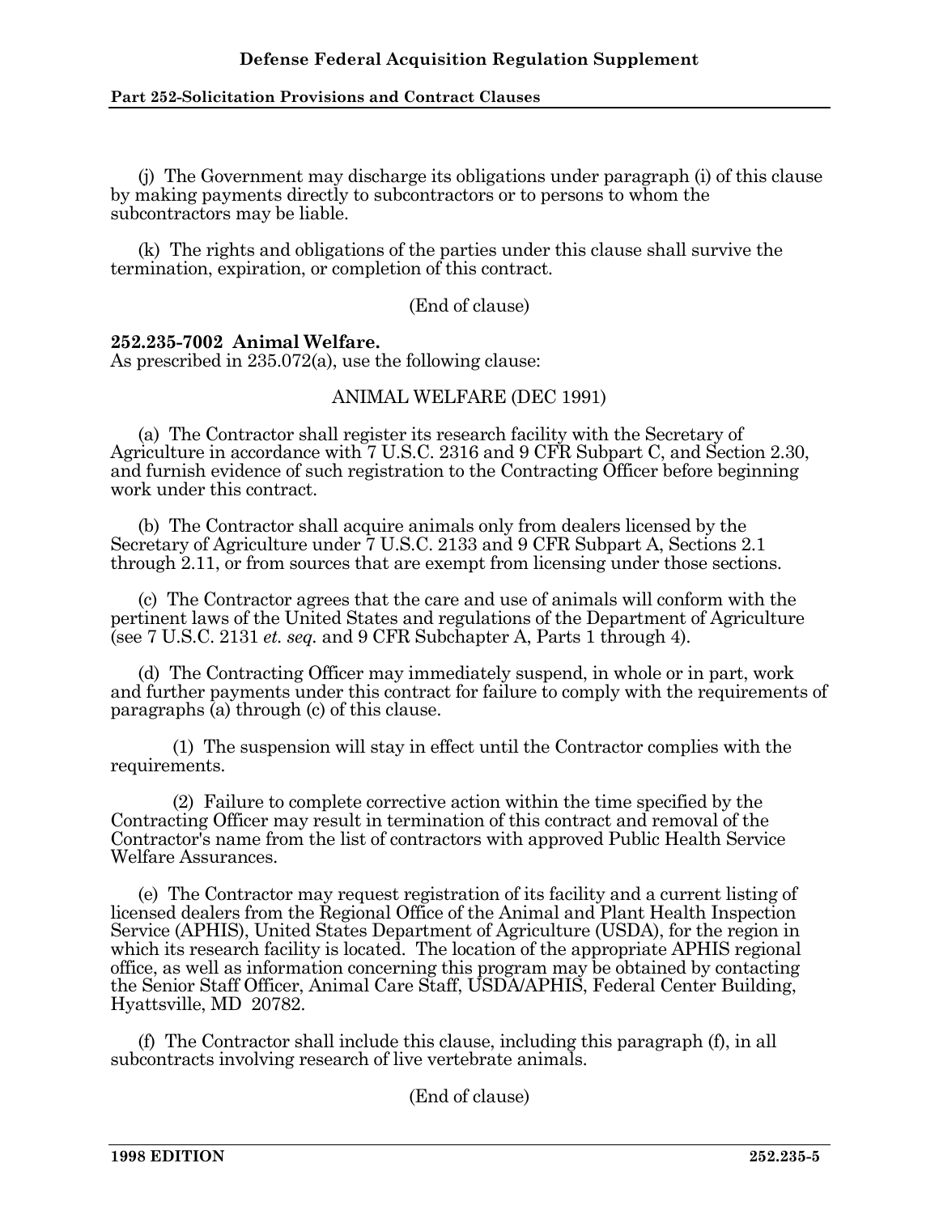(j) The Government may discharge its obligations under paragraph (i) of this clause by making payments directly to subcontractors or to persons to whom the subcontractors may be liable.

(k) The rights and obligations of the parties under this clause shall survive the termination, expiration, or completion of this contract.

(End of clause)

**252.235-7002 Animal Welfare.**

As prescribed in 235.072(a), use the following clause:

ANIMAL WELFARE (DEC 1991)

(a) The Contractor shall register its research facility with the Secretary of Agriculture in accordance with 7 U.S.C. 2316 and 9 CFR Subpart C, and Section 2.30, and furnish evidence of such registration to the Contracting Officer before beginning work under this contract.

(b) The Contractor shall acquire animals only from dealers licensed by the Secretary of Agriculture under 7 U.S.C. 2133 and 9 CFR Subpart A, Sections 2.1 through 2.11, or from sources that are exempt from licensing under those sections.

(c) The Contractor agrees that the care and use of animals will conform with the pertinent laws of the United States and regulations of the Department of Agriculture (see 7 U.S.C. 2131 *et. seq.* and 9 CFR Subchapter A, Parts 1 through 4).

(d) The Contracting Officer may immediately suspend, in whole or in part, work and further payments under this contract for failure to comply with the requirements of paragraphs (a) through (c) of this clause.

(1) The suspension will stay in effect until the Contractor complies with the requirements.

(2) Failure to complete corrective action within the time specified by the Contracting Officer may result in termination of this contract and removal of the Contractor's name from the list of contractors with approved Public Health Service Welfare Assurances.

(e) The Contractor may request registration of its facility and a current listing of licensed dealers from the Regional Office of the Animal and Plant Health Inspection Service (APHIS), United States Department of Agriculture (USDA), for the region in which its research facility is located. The location of the appropriate APHIS regional office, as well as information concerning this program may be obtained by contacting the Senior Staff Officer, Animal Care Staff, USDA/APHIS, Federal Center Building, Hyattsville, MD 20782.

(f) The Contractor shall include this clause, including this paragraph (f), in all subcontracts involving research of live vertebrate animals.

(End of clause)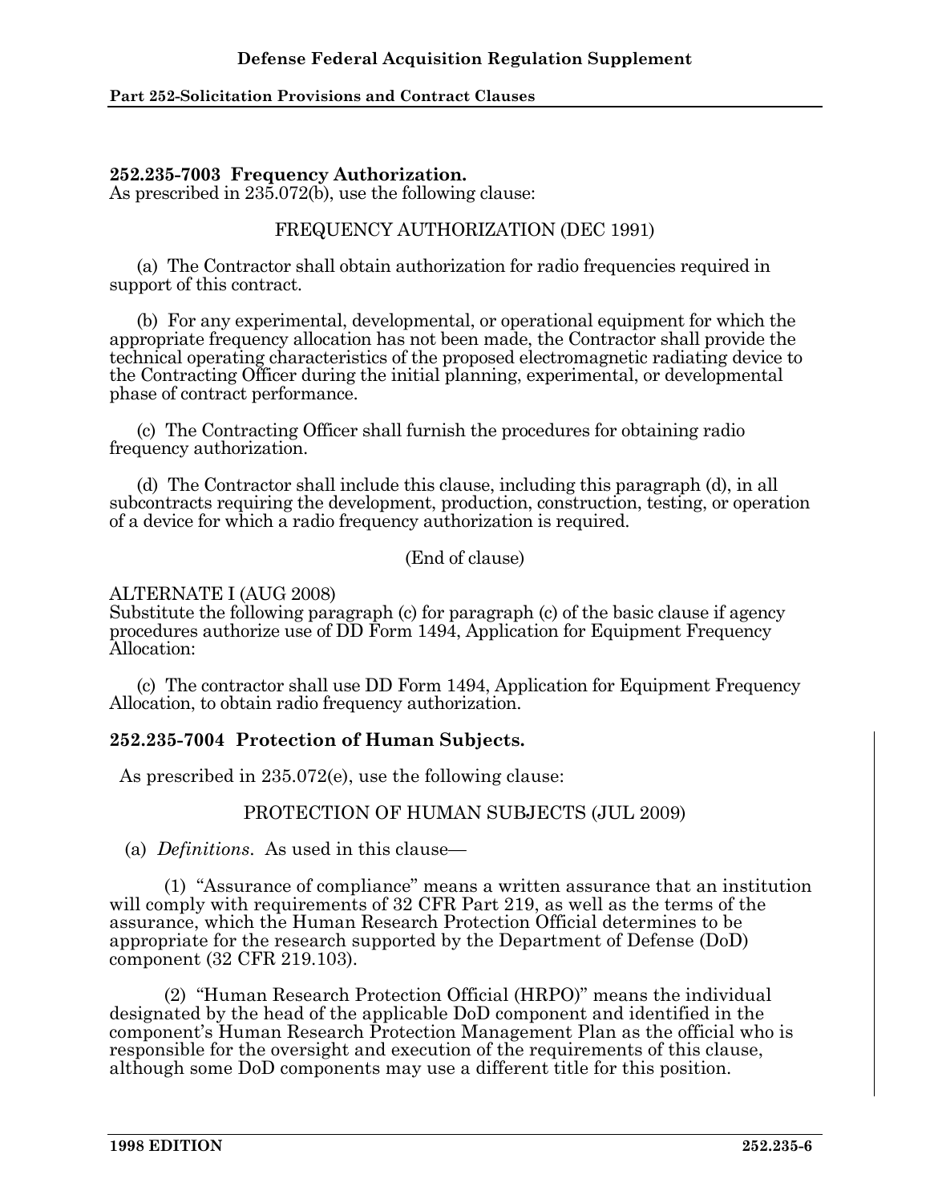### 252.235-7003 Frequency Authorization.

As prescribed in 235.072(b), use the following clause:

FREQUENCY AUTHORIZATION (DEC 1991)

(a) The Contractor shall obtain authorization for radio frequencies required in support of this contract.

(b) For any experimental, developmental, or operational equipment for which the appropriate frequency allocation has not been made, the Contractor shall provide the technical operating characteristics of the proposed electromagnetic radiating device to the Contracting Officer during the initial planning, experimental, or developmental phase of contract performance.

(c) The Contracting Officer shall furnish the procedures for obtaining radio frequency authorization.

(d) The Contractor shall include this clause, including this paragraph (d), in all subcontracts requiring the development, production, construction, testing, or operation of a device for which a radio frequency authorization is required.

(End of clause)

ALTERNATE I (AUG 2008)

Substitute the following paragraph (c) for paragraph (c) of the basic clause if agency procedures authorize use of DD Form 1494, Application for Equipment Frequency Allocation:

(c) The contractor shall use DD Form 1494, Application for Equipment Frequency Allocation, to obtain radio frequency authorization.

### 252.235-7004 Protection of Human Subjects.

As prescribed in 235.072(e), use the following clause:

PROTECTION OF HUMAN SUBJECTS (JUL 2009)

(a) *Definitions*. As used in this clause—

(1) "Assurance of compliance" means a written assurance that an institution will comply with requirements of 32 CFR Part 219, as well as the terms of the assurance, which the Human Research Protection Official determines to be appropriate for the research supported by the Department of Defense (DoD) component (32 CFR 219.103).

(2) "Human Research Protection Official (HRPO)" means the individual designated by the head of the applicable DoD component and identified in the component's Human Research Protection Management Plan as the official who is responsible for the oversight and execution of the requirements of this clause, although some DoD components may use a different title for this position.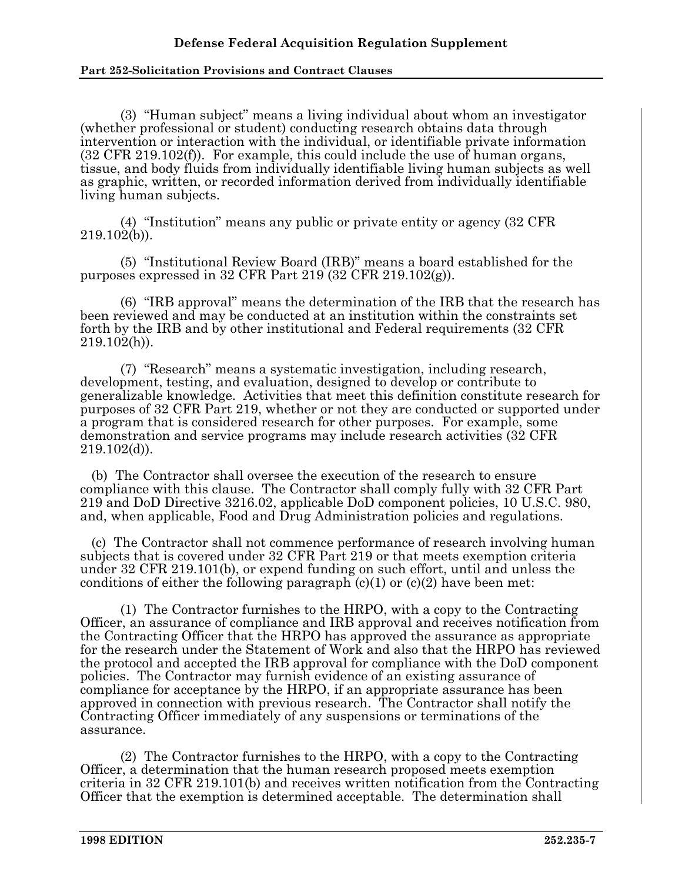(3) "Human subject" means a living individual about whom an investigator (whether professional or student) conducting research obtains data through intervention or interaction with the individual, or identifiable private information (32 CFR 219.102(f)). For example, this could include the use of human organs, tissue, and body fluids from individually identifiable living human subjects as well as graphic, written, or recorded information derived from individually identifiable living human subjects.

(4) "Institution" means any public or private entity or agency (32 CFR 219.102(b)).

(5) "Institutional Review Board (IRB)" means a board established for the purposes expressed in 32 CFR Part 219 (32 CFR 219.102(g)).

(6) "IRB approval" means the determination of the IRB that the research has been reviewed and may be conducted at an institution within the constraints set forth by the IRB and by other institutional and Federal requirements (32 CFR 219.102(h)).

(7) "Research" means a systematic investigation, including research, development, testing, and evaluation, designed to develop or contribute to generalizable knowledge. Activities that meet this definition constitute research for purposes of 32 CFR Part 219, whether or not they are conducted or supported under a program that is considered research for other purposes. For example, some demonstration and service programs may include research activities (32 CFR 219.102(d)).

(b) The Contractor shall oversee the execution of the research to ensure compliance with this clause. The Contractor shall comply fully with 32 CFR Part 219 and DoD Directive 3216.02, applicable DoD component policies, 10 U.S.C. 980, and, when applicable, Food and Drug Administration policies and regulations.

(c) The Contractor shall not commence performance of research involving human subjects that is covered under 32 CFR Part 219 or that meets exemption criteria under 32 CFR 219.101(b), or expend funding on such effort, until and unless the conditions of either the following paragraph (c)(1) or (c)(2) have been met:

(1) The Contractor furnishes to the HRPO, with a copy to the Contracting Officer, an assurance of compliance and IRB approval and receives notification from the Contracting Officer that the HRPO has approved the assurance as appropriate for the research under the Statement of Work and also that the HRPO has reviewed the protocol and accepted the IRB approval for compliance with the DoD component policies. The Contractor may furnish evidence of an existing assurance of compliance for acceptance by the HRPO, if an appropriate assurance has been approved in connection with previous research. The Contractor shall notify the Contracting Officer immediately of any suspensions or terminations of the assurance.

(2) The Contractor furnishes to the HRPO, with a copy to the Contracting Officer, a determination that the human research proposed meets exemption criteria in 32 CFR 219.101(b) and receives written notification from the Contracting Officer that the exemption is determined acceptable. The determination shall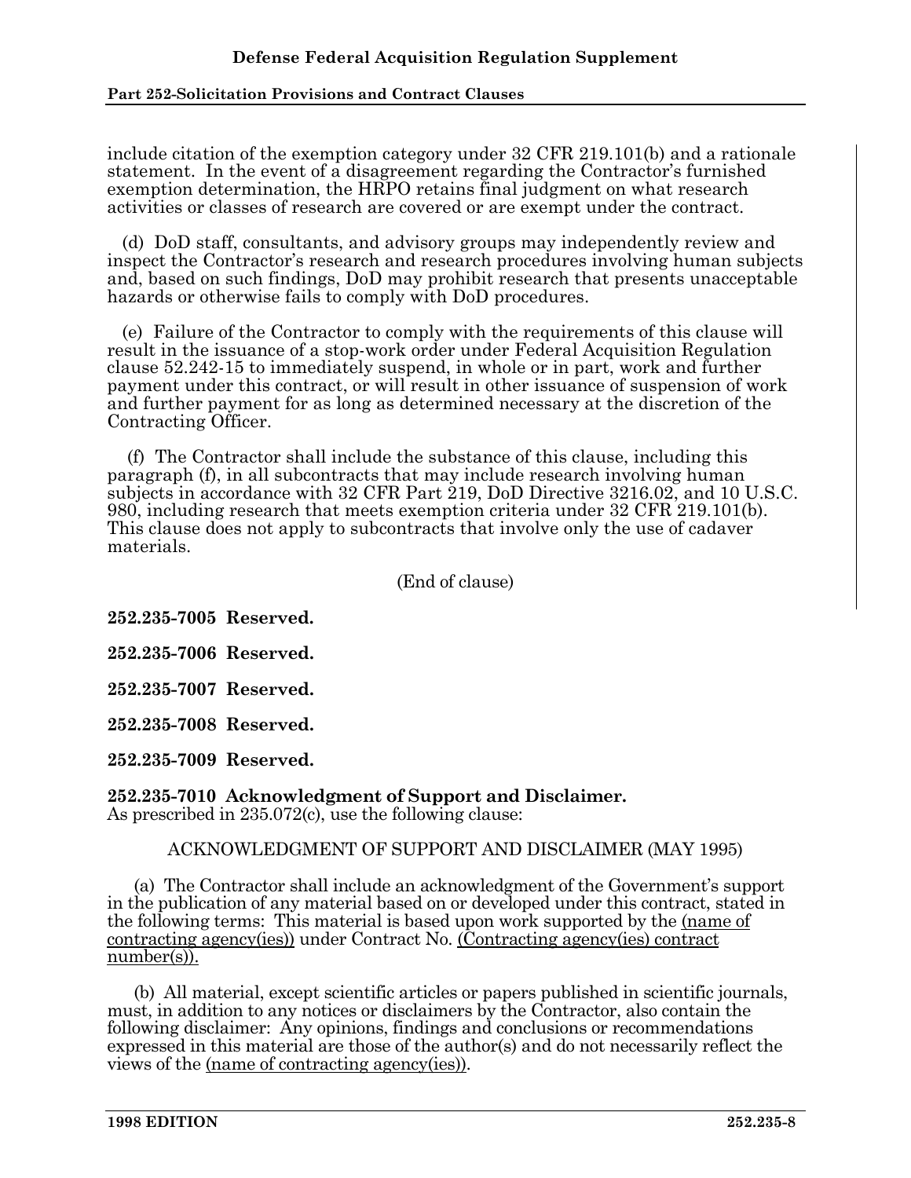include citation of the exemption category under 32 CFR 219.101(b) and a rationale statement. In the event of a disagreement regarding the Contractor's furnished exemption determination, the HRPO retains final judgment on what research activities or classes of research are covered or are exempt under the contract.

(d) DoD staff, consultants, and advisory groups may independently review and inspect the Contractor's research and research procedures involving human subjects and, based on such findings, DoD may prohibit research that presents unacceptable hazards or otherwise fails to comply with DoD procedures.

(e) Failure of the Contractor to comply with the requirements of this clause will result in the issuance of a stop-work order under Federal Acquisition Regulation clause 52.242-15 to immediately suspend, in whole or in part, work and further payment under this contract, or will result in other issuance of suspension of work and further payment for as long as determined necessary at the discretion of the Contracting Officer.

(f) The Contractor shall include the substance of this clause, including this paragraph (f), in all subcontracts that may include research involving human subjects in accordance with 32 CFR Part 219, DoD Directive 3216.02, and 10 U.S.C. 980, including research that meets exemption criteria under 32 CFR 219.101(b). This clause does not apply to subcontracts that involve only the use of cadaver materials.

(End of clause)

**252.235-7005 Reserved.**

**252.235-7006 Reserved.**

**252.235-7007 Reserved.**

**252.235-7008 Reserved.**

**252.235-7009 Reserved.**

**252.235-7010 Acknowledgment of Support and Disclaimer.**
As prescribed in 235.072(c), use the following clause:

ACKNOWLEDGMENT OF SUPPORT AND DISCLAIMER (MAY 1995)

(a) The Contractor shall include an acknowledgment of the Government's support in the publication of any material based on or developed under this contract, stated in the following terms: This material is based upon work supported by the (name of contracting agency(ies)) under Contract No. (Contracting agency(ies) contract number(s)).

(b) All material, except scientific articles or papers published in scientific journals, must, in addition to any notices or disclaimers by the Contractor, also contain the following disclaimer: Any opinions, findings and conclusions or recommendations expressed in this material are those of the author(s) and do not necessarily reflect the views of the (name of contracting agency(ies)).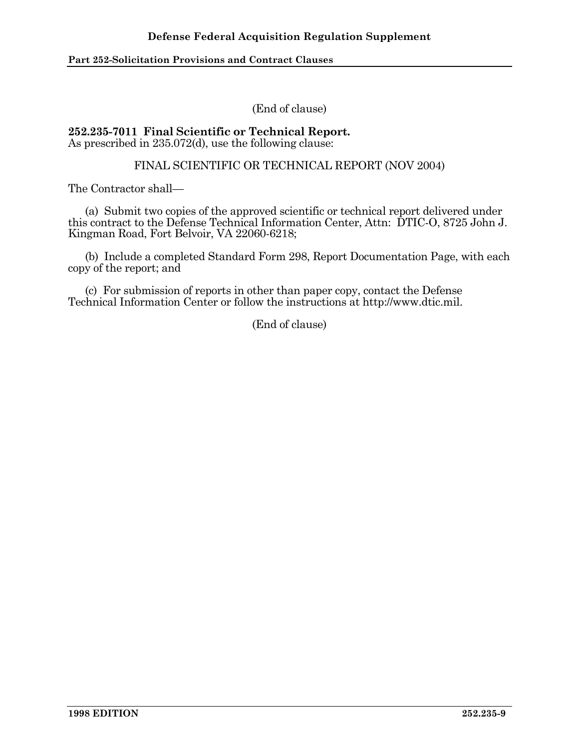(End of clause)

**252.235-7011 Final Scientific or Technical Report.**
As prescribed in 235.072(d), use the following clause:

FINAL SCIENTIFIC OR TECHNICAL REPORT (NOV 2004)

The Contractor shall—

(a) Submit two copies of the approved scientific or technical report delivered under this contract to the Defense Technical Information Center, Attn: DTIC-O, 8725 John J. Kingman Road, Fort Belvoir, VA 22060-6218;

(b) Include a completed Standard Form 298, Report Documentation Page, with each copy of the report; and

(c) For submission of reports in other than paper copy, contact the Defense Technical Information Center or follow the instructions at http://www.dtic.mil.

(End of clause)